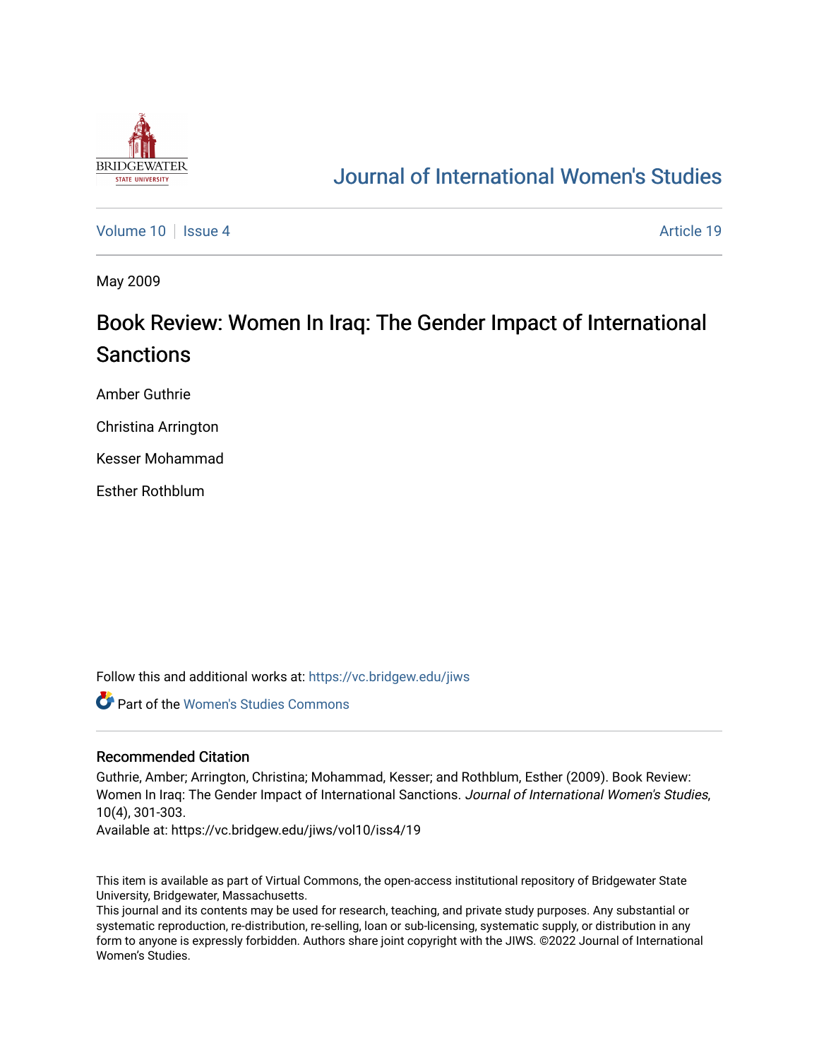# Journal of International Women's Studies

Volume 10 | Issue 4 | Article 19

May 2009

## Book Review: Women In Iraq: The Gender Impact of International Sanctions

Amber Guthrie

Christina Arrington

Kesser Mohammad

Esther Rothblum

Follow this and additional works at: https://vc.bridgew.edu/jiws

Part of the Women's Studies Commons

### Recommended Citation

Guthrie, Amber; Arrington, Christina; Mohammad, Kesser; and Rothblum, Esther (2009). Book Review: Women In Iraq: The Gender Impact of International Sanctions. *Journal of International Women's Studies*, 10(4), 301-303.

Available at: https://vc.bridgew.edu/jiws/vol10/iss4/19

This item is available as part of Virtual Commons, the open-access institutional repository of Bridgewater State University, Bridgewater, Massachusetts.

This journal and its contents may be used for research, teaching, and private study purposes. Any substantial or systematic reproduction, re-distribution, re-selling, loan or sub-licensing, systematic supply, or distribution in any form to anyone is expressly forbidden. Authors share joint copyright with the JIWS. ©2022 Journal of International Women's Studies.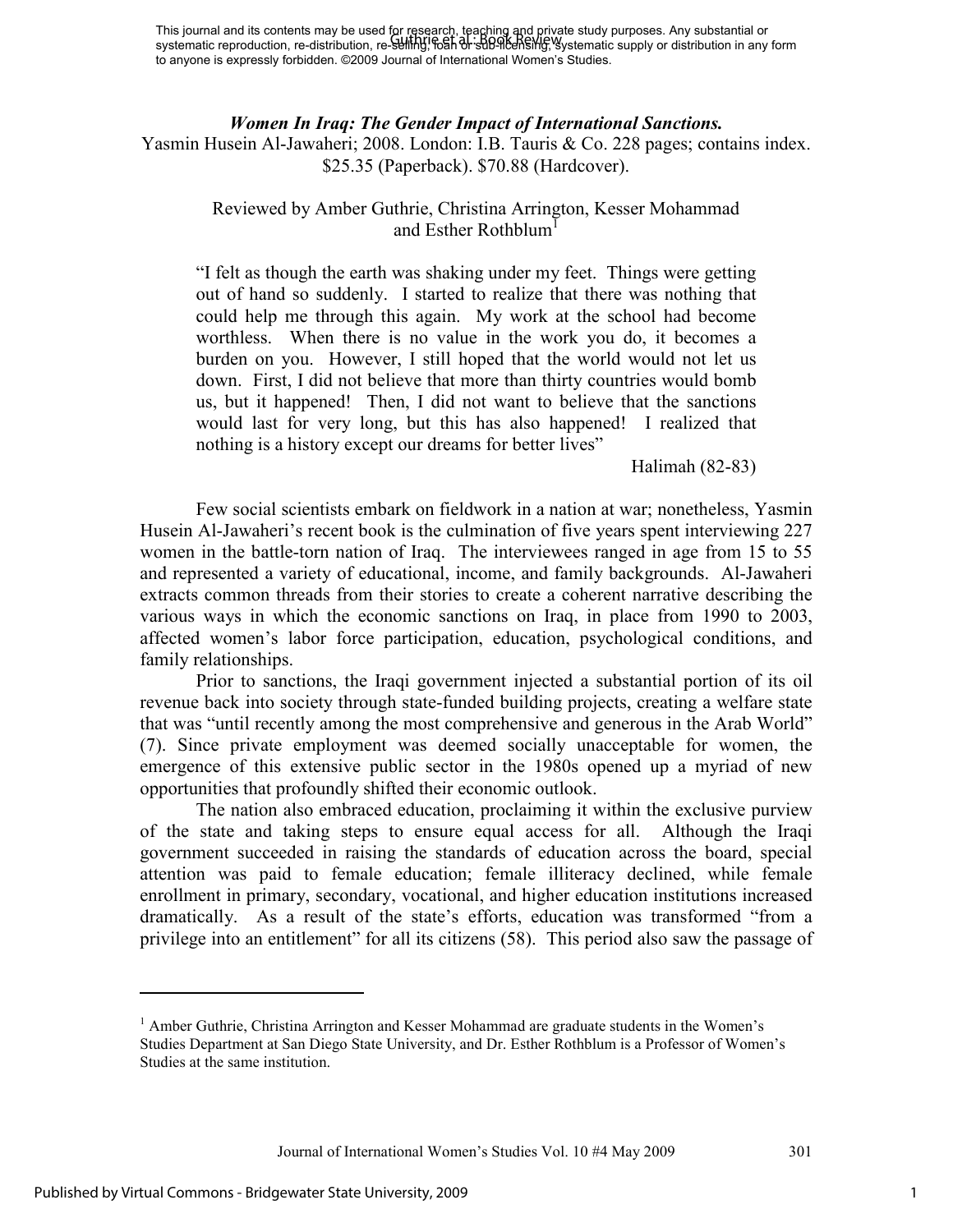*Women In Iraq: The Gender Impact of International Sanctions.*
Yasmin Husein Al-Jawaheri; 2008. London: I.B. Tauris & Co. 228 pages; contains index. $25.35 (Paperback). $70.88 (Hardcover).

Reviewed by Amber Guthrie, Christina Arrington, Kesser Mohammad and Esther Rothblum[1]

> "I felt as though the earth was shaking under my feet. Things were getting out of hand so suddenly. I started to realize that there was nothing that could help me through this again. My work at the school had become worthless. When there is no value in the work you do, it becomes a burden on you. However, I still hoped that the world would not let us down. First, I did not believe that more than thirty countries would bomb us, but it happened! Then, I did not want to believe that the sanctions would last for very long, but this has also happened! I realized that nothing is a history except our dreams for better lives"
>
> Halimah (82-83)

Few social scientists embark on fieldwork in a nation at war; nonetheless, Yasmin Husein Al-Jawaheri's recent book is the culmination of five years spent interviewing 227 women in the battle-torn nation of Iraq. The interviewees ranged in age from 15 to 55 and represented a variety of educational, income, and family backgrounds. Al-Jawaheri extracts common threads from their stories to create a coherent narrative describing the various ways in which the economic sanctions on Iraq, in place from 1990 to 2003, affected women's labor force participation, education, psychological conditions, and family relationships.

Prior to sanctions, the Iraqi government injected a substantial portion of its oil revenue back into society through state-funded building projects, creating a welfare state that was "until recently among the most comprehensive and generous in the Arab World" (7). Since private employment was deemed socially unacceptable for women, the emergence of this extensive public sector in the 1980s opened up a myriad of new opportunities that profoundly shifted their economic outlook.

The nation also embraced education, proclaiming it within the exclusive purview of the state and taking steps to ensure equal access for all. Although the Iraqi government succeeded in raising the standards of education across the board, special attention was paid to female education; female illiteracy declined, while female enrollment in primary, secondary, vocational, and higher education institutions increased dramatically. As a result of the state's efforts, education was transformed "from a privilege into an entitlement" for all its citizens (58). This period also saw the passage of

---

[1] Amber Guthrie, Christina Arrington and Kesser Mohammad are graduate students in the Women's Studies Department at San Diego State University, and Dr. Esther Rothblum is a Professor of Women's Studies at the same institution.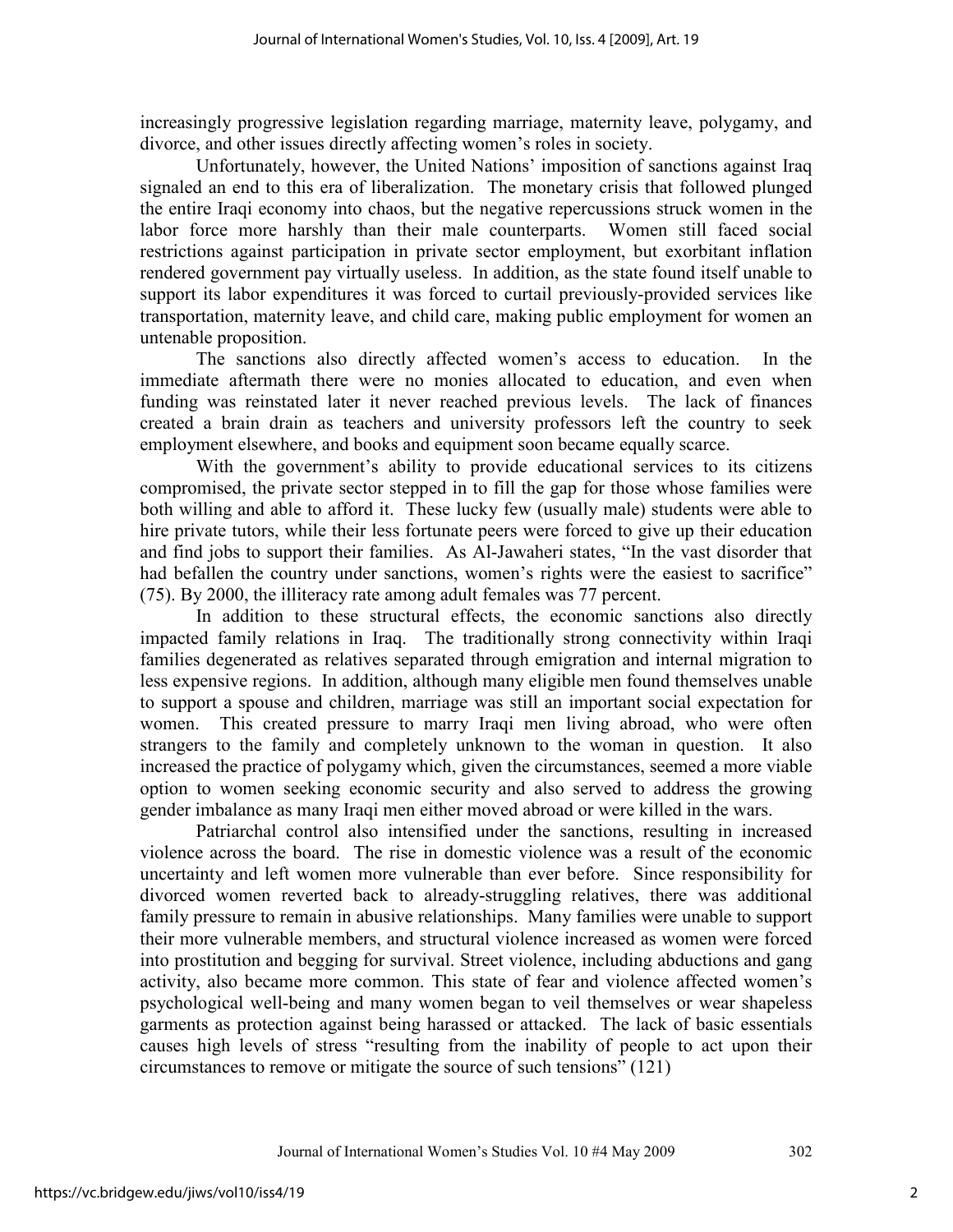increasingly progressive legislation regarding marriage, maternity leave, polygamy, and divorce, and other issues directly affecting women's roles in society.

Unfortunately, however, the United Nations' imposition of sanctions against Iraq signaled an end to this era of liberalization. The monetary crisis that followed plunged the entire Iraqi economy into chaos, but the negative repercussions struck women in the labor force more harshly than their male counterparts. Women still faced social restrictions against participation in private sector employment, but exorbitant inflation rendered government pay virtually useless. In addition, as the state found itself unable to support its labor expenditures it was forced to curtail previously-provided services like transportation, maternity leave, and child care, making public employment for women an untenable proposition.

The sanctions also directly affected women's access to education. In the immediate aftermath there were no monies allocated to education, and even when funding was reinstated later it never reached previous levels. The lack of finances created a brain drain as teachers and university professors left the country to seek employment elsewhere, and books and equipment soon became equally scarce.

With the government's ability to provide educational services to its citizens compromised, the private sector stepped in to fill the gap for those whose families were both willing and able to afford it. These lucky few (usually male) students were able to hire private tutors, while their less fortunate peers were forced to give up their education and find jobs to support their families. As Al-Jawaheri states, "In the vast disorder that had befallen the country under sanctions, women's rights were the easiest to sacrifice" (75). By 2000, the illiteracy rate among adult females was 77 percent.

In addition to these structural effects, the economic sanctions also directly impacted family relations in Iraq. The traditionally strong connectivity within Iraqi families degenerated as relatives separated through emigration and internal migration to less expensive regions. In addition, although many eligible men found themselves unable to support a spouse and children, marriage was still an important social expectation for women. This created pressure to marry Iraqi men living abroad, who were often strangers to the family and completely unknown to the woman in question. It also increased the practice of polygamy which, given the circumstances, seemed a more viable option to women seeking economic security and also served to address the growing gender imbalance as many Iraqi men either moved abroad or were killed in the wars.

Patriarchal control also intensified under the sanctions, resulting in increased violence across the board. The rise in domestic violence was a result of the economic uncertainty and left women more vulnerable than ever before. Since responsibility for divorced women reverted back to already-struggling relatives, there was additional family pressure to remain in abusive relationships. Many families were unable to support their more vulnerable members, and structural violence increased as women were forced into prostitution and begging for survival. Street violence, including abductions and gang activity, also became more common. This state of fear and violence affected women's psychological well-being and many women began to veil themselves or wear shapeless garments as protection against being harassed or attacked. The lack of basic essentials causes high levels of stress "resulting from the inability of people to act upon their circumstances to remove or mitigate the source of such tensions" (121)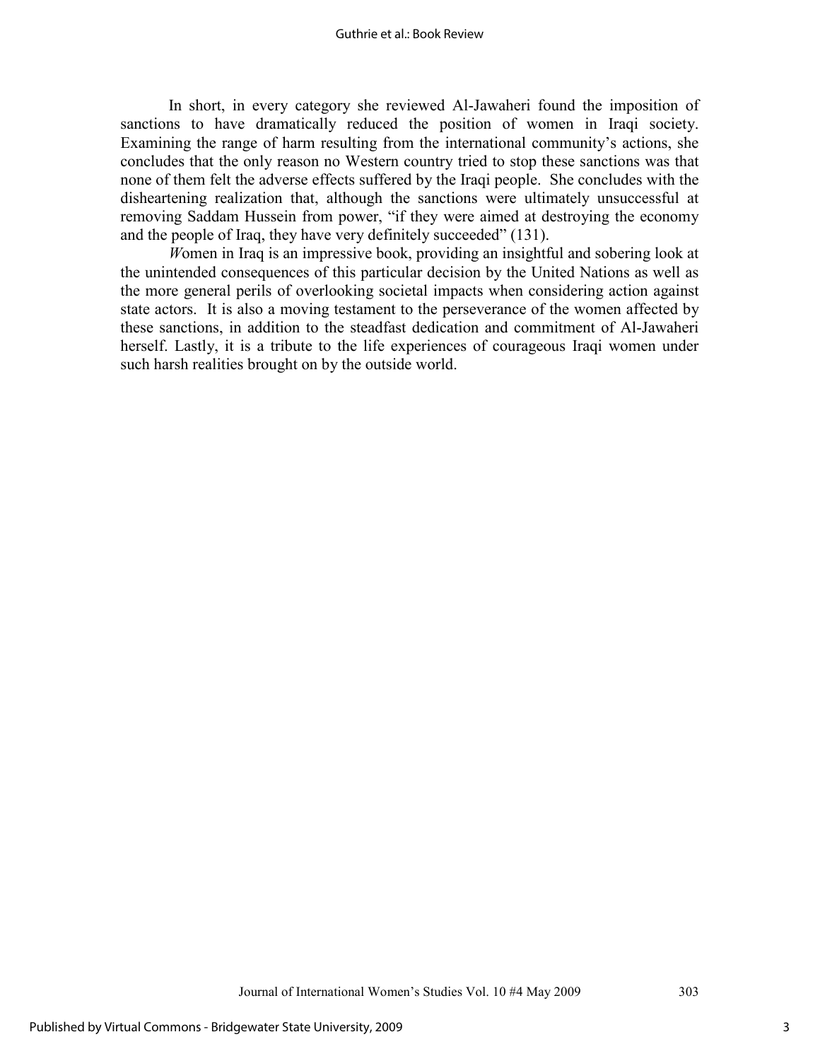In short, in every category she reviewed Al-Jawaheri found the imposition of sanctions to have dramatically reduced the position of women in Iraqi society. Examining the range of harm resulting from the international community's actions, she concludes that the only reason no Western country tried to stop these sanctions was that none of them felt the adverse effects suffered by the Iraqi people. She concludes with the disheartening realization that, although the sanctions were ultimately unsuccessful at removing Saddam Hussein from power, "if they were aimed at destroying the economy and the people of Iraq, they have very definitely succeeded" (131).

*W*omen in Iraq is an impressive book, providing an insightful and sobering look at the unintended consequences of this particular decision by the United Nations as well as the more general perils of overlooking societal impacts when considering action against state actors. It is also a moving testament to the perseverance of the women affected by these sanctions, in addition to the steadfast dedication and commitment of Al-Jawaheri herself. Lastly, it is a tribute to the life experiences of courageous Iraqi women under such harsh realities brought on by the outside world.